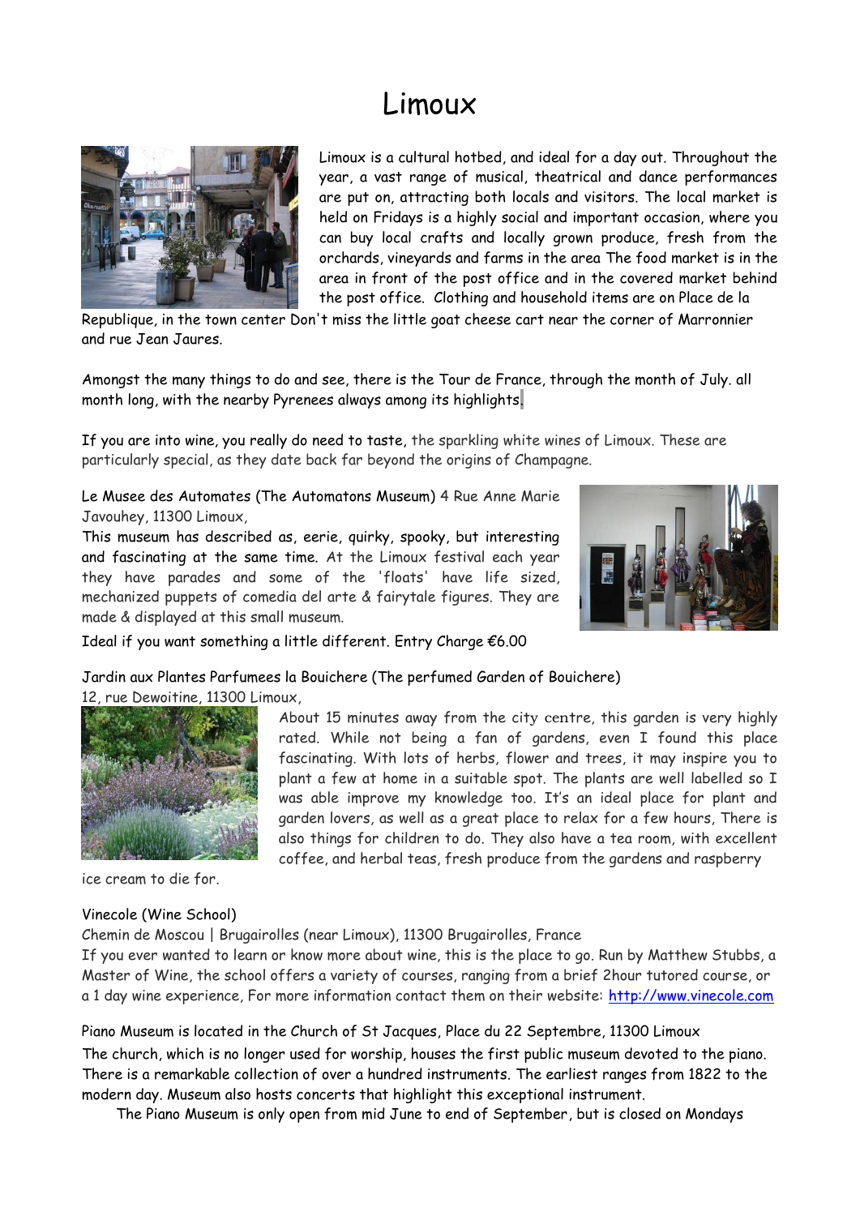# Limoux

Limoux is a cultural hotbed, and ideal for a day out. Throughout the year, a vast range of musical, theatrical and dance performances are put on, attracting both locals and visitors. The local market is held on Fridays is a highly social and important occasion, where you can buy local crafts and locally grown produce, fresh from the orchards, vineyards and farms in the area The food market is in the area in front of the post office and in the covered market behind the post office. Clothing and household items are on Place de la Republique, in the town center Don't miss the little goat cheese cart near the corner of Marronnier and rue Jean Jaures.

Amongst the many things to do and see, there is the Tour de France, through the month of July. all month long, with the nearby Pyrenees always among its highlights.

If you are into wine, you really do need to taste, the sparkling white wines of Limoux. These are particularly special, as they date back far beyond the origins of Champagne.

Le Musee des Automates (The Automatons Museum) 4 Rue Anne Marie Javouhey, 11300 Limoux,
This museum has described as, eerie, quirky, spooky, but interesting and fascinating at the same time. At the Limoux festival each year they have parades and some of the 'floats' have life sized, mechanized puppets of comedia del arte & fairytale figures. They are made & displayed at this small museum.
Ideal if you want something a little different. Entry Charge €6.00

Jardin aux Plantes Parfumees la Bouichere (The perfumed Garden of Bouichere)
12, rue Dewoitine, 11300 Limoux,
About 15 minutes away from the city centre, this garden is very highly rated. While not being a fan of gardens, even I found this place fascinating. With lots of herbs, flower and trees, it may inspire you to plant a few at home in a suitable spot. The plants are well labelled so I was able improve my knowledge too. It's an ideal place for plant and garden lovers, as well as a great place to relax for a few hours, There is also things for children to do. They also have a tea room, with excellent coffee, and herbal teas, fresh produce from the gardens and raspberry ice cream to die for.

Vinecole (Wine School)
Chemin de Moscou | Brugairolles (near Limoux), 11300 Brugairolles, France
If you ever wanted to learn or know more about wine, this is the place to go. Run by Matthew Stubbs, a Master of Wine, the school offers a variety of courses, ranging from a brief 2hour tutored course, or a 1 day wine experience, For more information contact them on their website: http://www.vinecole.com

Piano Museum is located in the Church of St Jacques, Place du 22 Septembre, 11300 Limoux
The church, which is no longer used for worship, houses the first public museum devoted to the piano. There is a remarkable collection of over a hundred instruments. The earliest ranges from 1822 to the modern day. Museum also hosts concerts that highlight this exceptional instrument.
The Piano Museum is only open from mid June to end of September, but is closed on Mondays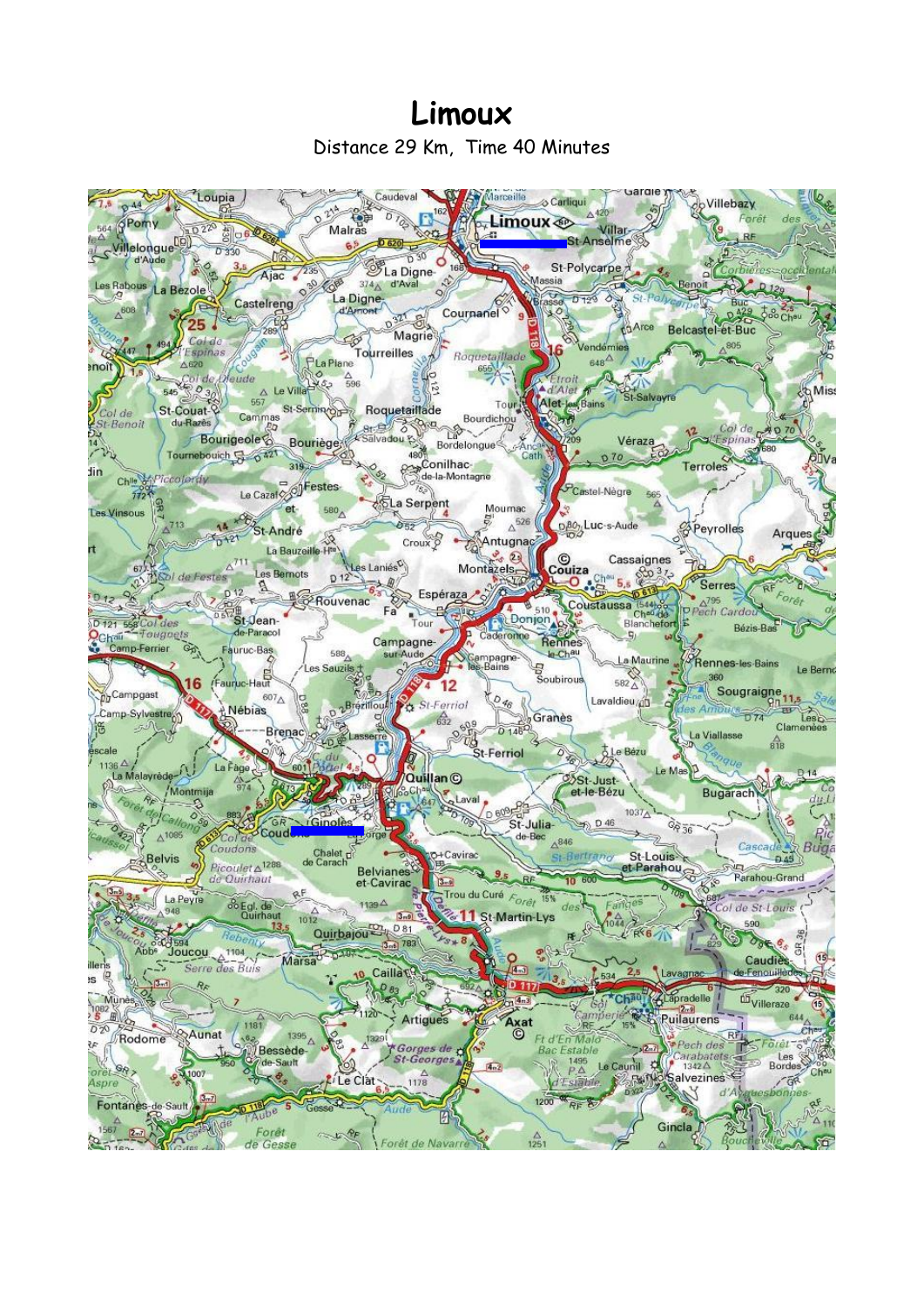# Limoux

Distance 29 Km, Time 40 Minutes